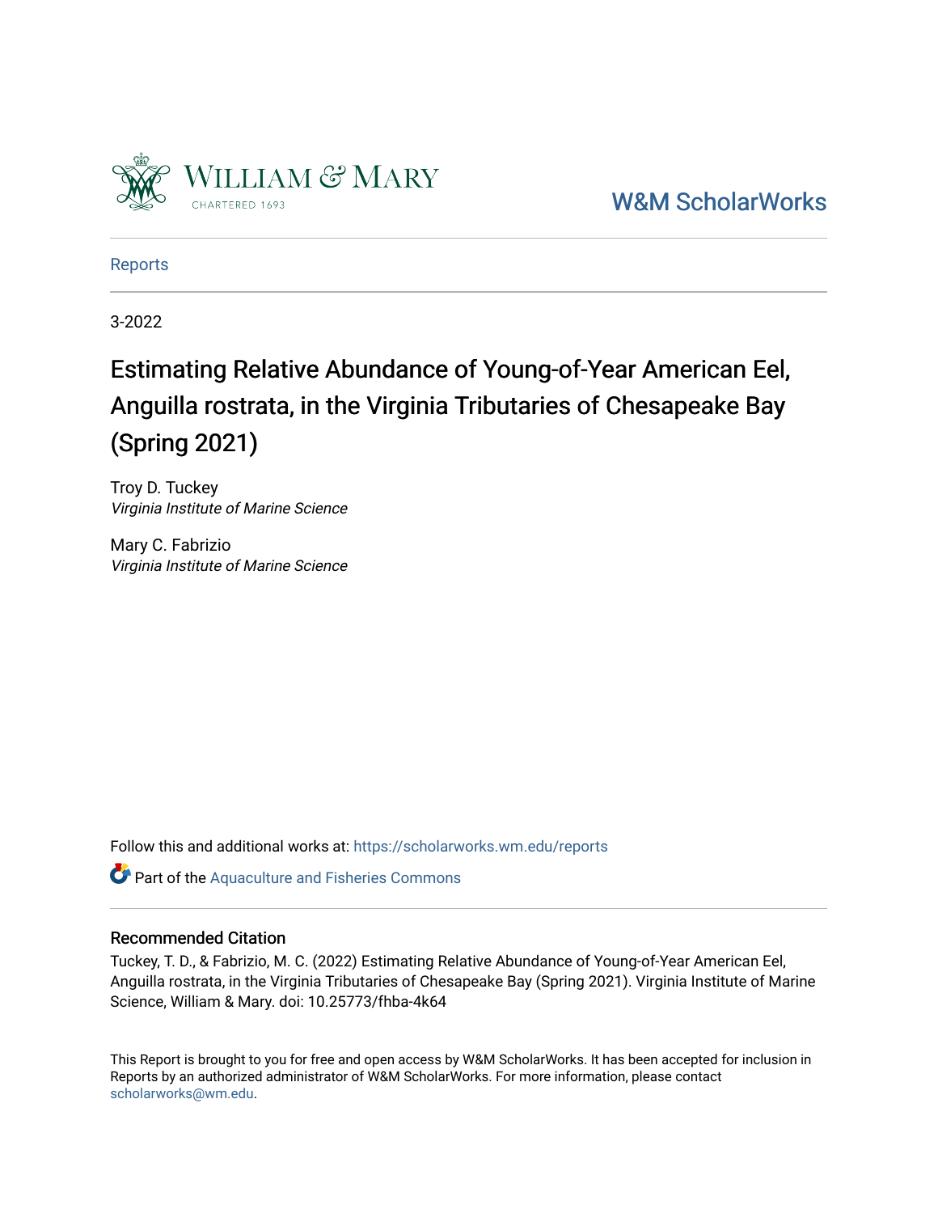W&M ScholarWorks

Reports

3-2022

# Estimating Relative Abundance of Young-of-Year American Eel, Anguilla rostrata, in the Virginia Tributaries of Chesapeake Bay (Spring 2021)

Troy D. Tuckey
*Virginia Institute of Marine Science*

Mary C. Fabrizio
*Virginia Institute of Marine Science*

Follow this and additional works at: https://scholarworks.wm.edu/reports

Part of the Aquaculture and Fisheries Commons

### Recommended Citation

Tuckey, T. D., & Fabrizio, M. C. (2022) Estimating Relative Abundance of Young-of-Year American Eel, Anguilla rostrata, in the Virginia Tributaries of Chesapeake Bay (Spring 2021). Virginia Institute of Marine Science, William & Mary. doi: 10.25773/fhba-4k64

This Report is brought to you for free and open access by W&M ScholarWorks. It has been accepted for inclusion in Reports by an authorized administrator of W&M ScholarWorks. For more information, please contact scholarworks@wm.edu.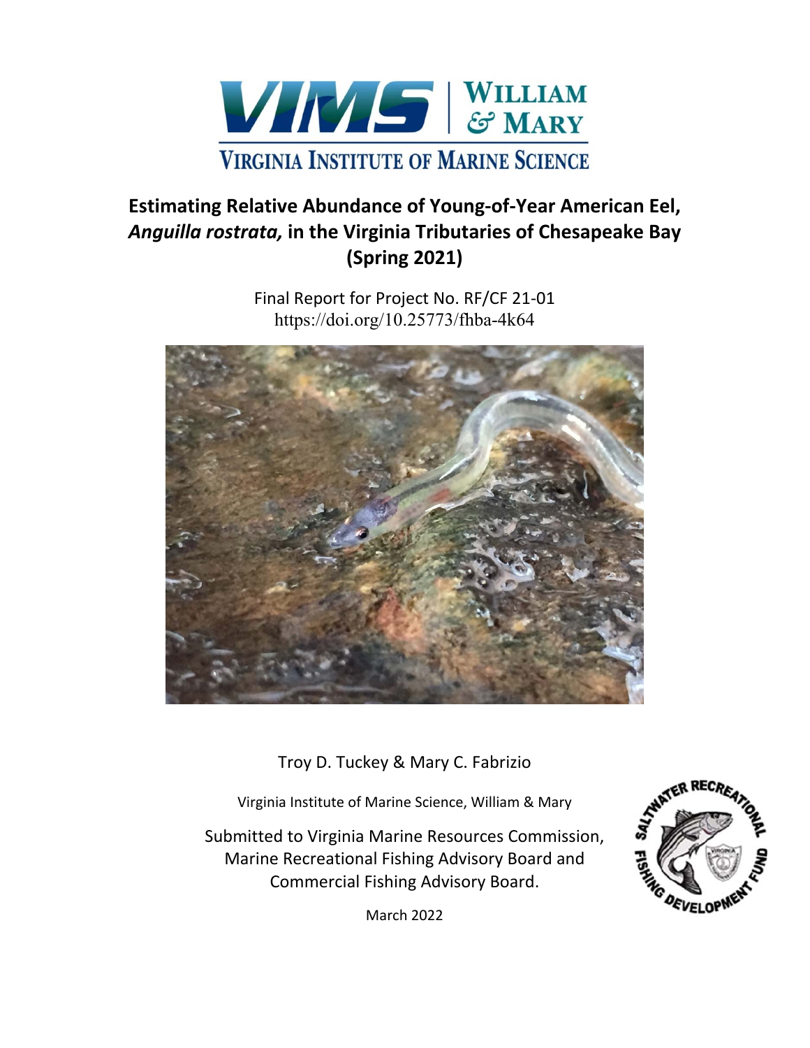# VIMS | William & Mary

## Virginia Institute of Marine Science

# Estimating Relative Abundance of Young-of-Year American Eel, *Anguilla rostrata,* in the Virginia Tributaries of Chesapeake Bay (Spring 2021)

Final Report for Project No. RF/CF 21-01

https://doi.org/10.25773/fhba-4k64

Troy D. Tuckey & Mary C. Fabrizio

Virginia Institute of Marine Science, William & Mary

Submitted to Virginia Marine Resources Commission, Marine Recreational Fishing Advisory Board and Commercial Fishing Advisory Board.

March 2022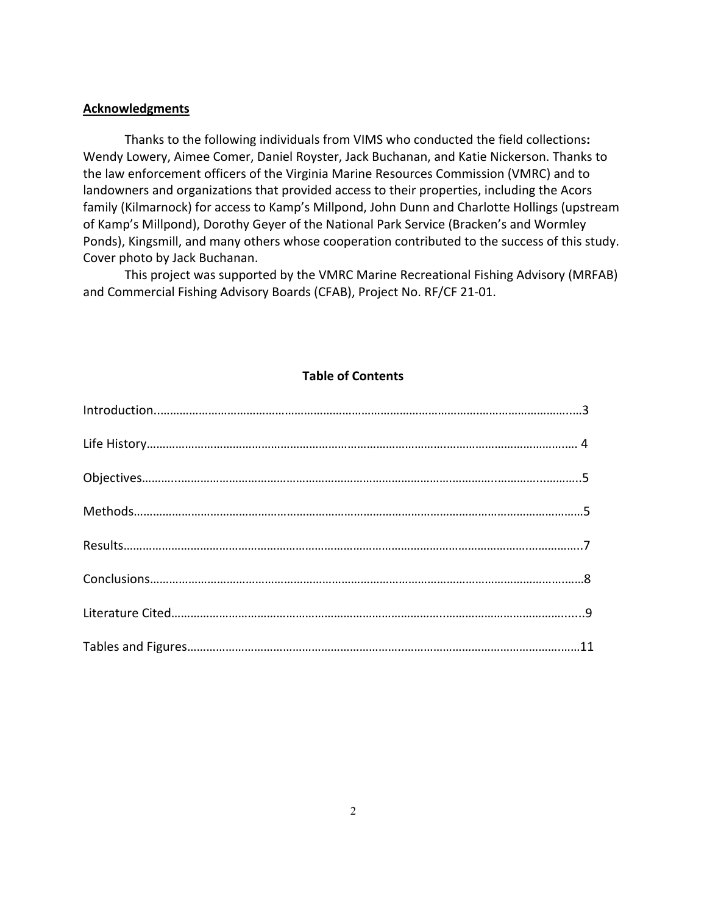## Acknowledgments

Thanks to the following individuals from VIMS who conducted the field collections**:** Wendy Lowery, Aimee Comer, Daniel Royster, Jack Buchanan, and Katie Nickerson. Thanks to the law enforcement officers of the Virginia Marine Resources Commission (VMRC) and to landowners and organizations that provided access to their properties, including the Acors family (Kilmarnock) for access to Kamp's Millpond, John Dunn and Charlotte Hollings (upstream of Kamp's Millpond), Dorothy Geyer of the National Park Service (Bracken's and Wormley Ponds), Kingsmill, and many others whose cooperation contributed to the success of this study. Cover photo by Jack Buchanan.

This project was supported by the VMRC Marine Recreational Fishing Advisory (MRFAB) and Commercial Fishing Advisory Boards (CFAB), Project No. RF/CF 21-01.

## Table of Contents

Introduction....................................................................................................................3

Life History.................................................................................................................... 4

Objectives.......................................................................................................................5

Methods..........................................................................................................................5

Results.............................................................................................................................7

Conclusions.....................................................................................................................8

Literature Cited................................................................................................................9

Tables and Figures..........................................................................................................11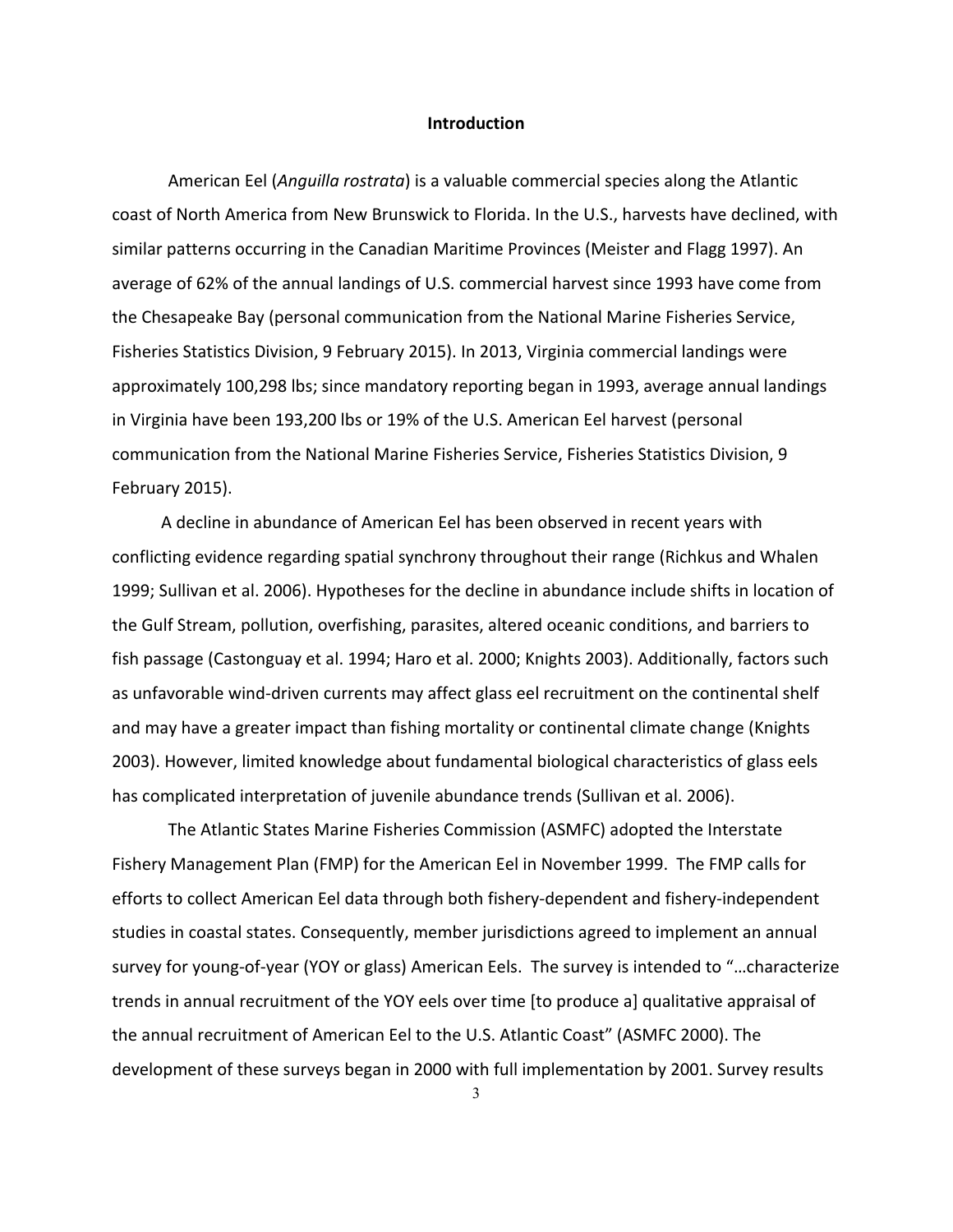## Introduction

American Eel (*Anguilla rostrata*) is a valuable commercial species along the Atlantic coast of North America from New Brunswick to Florida. In the U.S., harvests have declined, with similar patterns occurring in the Canadian Maritime Provinces (Meister and Flagg 1997). An average of 62% of the annual landings of U.S. commercial harvest since 1993 have come from the Chesapeake Bay (personal communication from the National Marine Fisheries Service, Fisheries Statistics Division, 9 February 2015). In 2013, Virginia commercial landings were approximately 100,298 lbs; since mandatory reporting began in 1993, average annual landings in Virginia have been 193,200 lbs or 19% of the U.S. American Eel harvest (personal communication from the National Marine Fisheries Service, Fisheries Statistics Division, 9 February 2015).

A decline in abundance of American Eel has been observed in recent years with conflicting evidence regarding spatial synchrony throughout their range (Richkus and Whalen 1999; Sullivan et al. 2006). Hypotheses for the decline in abundance include shifts in location of the Gulf Stream, pollution, overfishing, parasites, altered oceanic conditions, and barriers to fish passage (Castonguay et al. 1994; Haro et al. 2000; Knights 2003). Additionally, factors such as unfavorable wind-driven currents may affect glass eel recruitment on the continental shelf and may have a greater impact than fishing mortality or continental climate change (Knights 2003). However, limited knowledge about fundamental biological characteristics of glass eels has complicated interpretation of juvenile abundance trends (Sullivan et al. 2006).

The Atlantic States Marine Fisheries Commission (ASMFC) adopted the Interstate Fishery Management Plan (FMP) for the American Eel in November 1999. The FMP calls for efforts to collect American Eel data through both fishery-dependent and fishery-independent studies in coastal states. Consequently, member jurisdictions agreed to implement an annual survey for young-of-year (YOY or glass) American Eels. The survey is intended to "…characterize trends in annual recruitment of the YOY eels over time [to produce a] qualitative appraisal of the annual recruitment of American Eel to the U.S. Atlantic Coast" (ASMFC 2000). The development of these surveys began in 2000 with full implementation by 2001. Survey results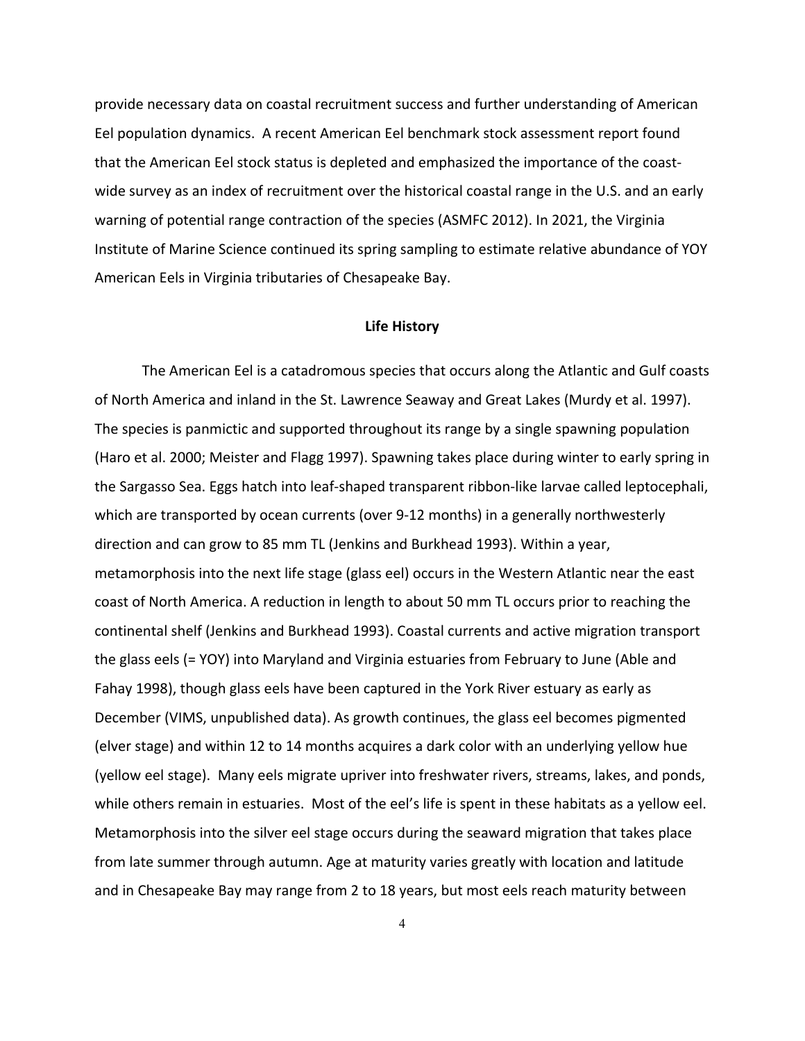provide necessary data on coastal recruitment success and further understanding of American Eel population dynamics. A recent American Eel benchmark stock assessment report found that the American Eel stock status is depleted and emphasized the importance of the coast-wide survey as an index of recruitment over the historical coastal range in the U.S. and an early warning of potential range contraction of the species (ASMFC 2012). In 2021, the Virginia Institute of Marine Science continued its spring sampling to estimate relative abundance of YOY American Eels in Virginia tributaries of Chesapeake Bay.

## Life History

The American Eel is a catadromous species that occurs along the Atlantic and Gulf coasts of North America and inland in the St. Lawrence Seaway and Great Lakes (Murdy et al. 1997). The species is panmictic and supported throughout its range by a single spawning population (Haro et al. 2000; Meister and Flagg 1997). Spawning takes place during winter to early spring in the Sargasso Sea. Eggs hatch into leaf-shaped transparent ribbon-like larvae called leptocephali, which are transported by ocean currents (over 9-12 months) in a generally northwesterly direction and can grow to 85 mm TL (Jenkins and Burkhead 1993). Within a year, metamorphosis into the next life stage (glass eel) occurs in the Western Atlantic near the east coast of North America. A reduction in length to about 50 mm TL occurs prior to reaching the continental shelf (Jenkins and Burkhead 1993). Coastal currents and active migration transport the glass eels (= YOY) into Maryland and Virginia estuaries from February to June (Able and Fahay 1998), though glass eels have been captured in the York River estuary as early as December (VIMS, unpublished data). As growth continues, the glass eel becomes pigmented (elver stage) and within 12 to 14 months acquires a dark color with an underlying yellow hue (yellow eel stage). Many eels migrate upriver into freshwater rivers, streams, lakes, and ponds, while others remain in estuaries. Most of the eel's life is spent in these habitats as a yellow eel. Metamorphosis into the silver eel stage occurs during the seaward migration that takes place from late summer through autumn. Age at maturity varies greatly with location and latitude and in Chesapeake Bay may range from 2 to 18 years, but most eels reach maturity between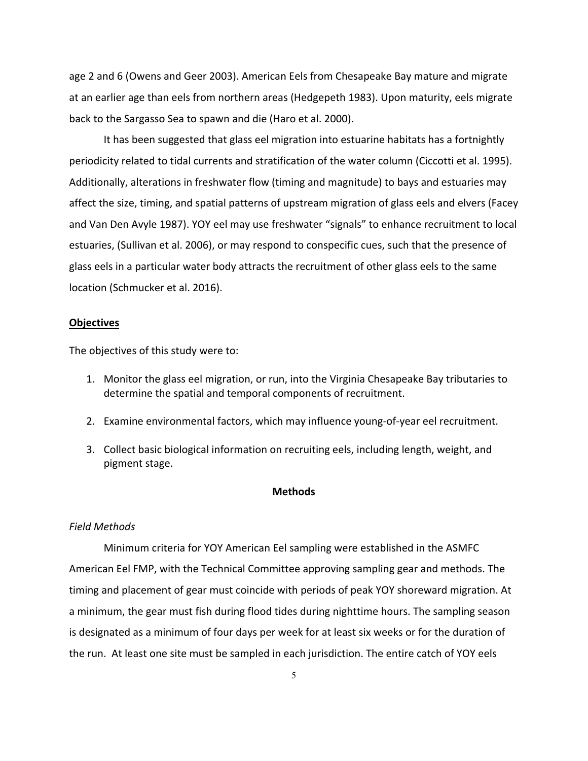age 2 and 6 (Owens and Geer 2003). American Eels from Chesapeake Bay mature and migrate at an earlier age than eels from northern areas (Hedgepeth 1983). Upon maturity, eels migrate back to the Sargasso Sea to spawn and die (Haro et al. 2000).

It has been suggested that glass eel migration into estuarine habitats has a fortnightly periodicity related to tidal currents and stratification of the water column (Ciccotti et al. 1995). Additionally, alterations in freshwater flow (timing and magnitude) to bays and estuaries may affect the size, timing, and spatial patterns of upstream migration of glass eels and elvers (Facey and Van Den Avyle 1987). YOY eel may use freshwater "signals" to enhance recruitment to local estuaries, (Sullivan et al. 2006), or may respond to conspecific cues, such that the presence of glass eels in a particular water body attracts the recruitment of other glass eels to the same location (Schmucker et al. 2016).

## Objectives

The objectives of this study were to:

1. Monitor the glass eel migration, or run, into the Virginia Chesapeake Bay tributaries to determine the spatial and temporal components of recruitment.
2. Examine environmental factors, which may influence young-of-year eel recruitment.
3. Collect basic biological information on recruiting eels, including length, weight, and pigment stage.

## Methods

### *Field Methods*

Minimum criteria for YOY American Eel sampling were established in the ASMFC American Eel FMP, with the Technical Committee approving sampling gear and methods. The timing and placement of gear must coincide with periods of peak YOY shoreward migration. At a minimum, the gear must fish during flood tides during nighttime hours. The sampling season is designated as a minimum of four days per week for at least six weeks or for the duration of the run. At least one site must be sampled in each jurisdiction. The entire catch of YOY eels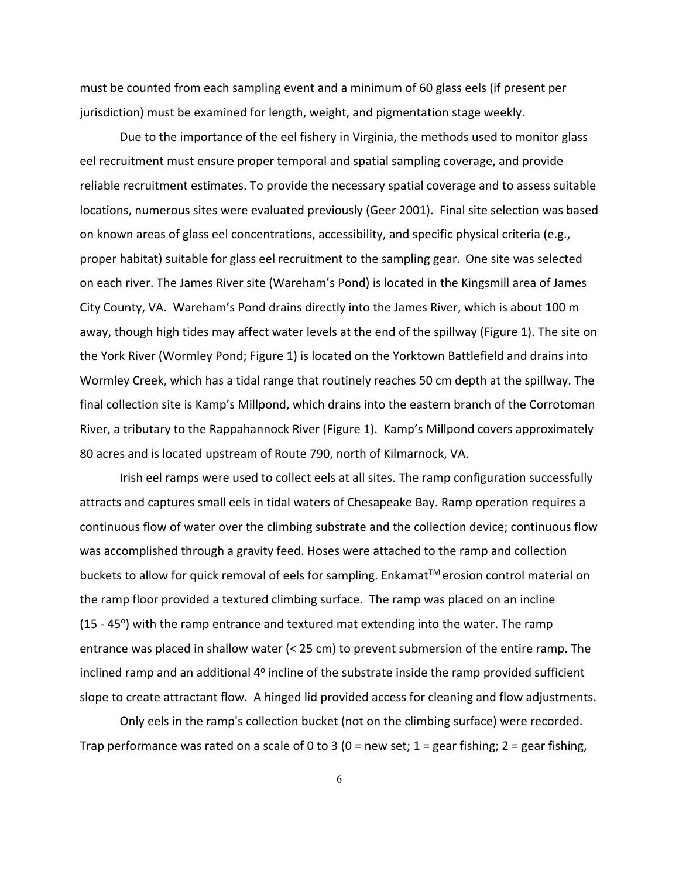must be counted from each sampling event and a minimum of 60 glass eels (if present per jurisdiction) must be examined for length, weight, and pigmentation stage weekly.

Due to the importance of the eel fishery in Virginia, the methods used to monitor glass eel recruitment must ensure proper temporal and spatial sampling coverage, and provide reliable recruitment estimates. To provide the necessary spatial coverage and to assess suitable locations, numerous sites were evaluated previously (Geer 2001). Final site selection was based on known areas of glass eel concentrations, accessibility, and specific physical criteria (e.g., proper habitat) suitable for glass eel recruitment to the sampling gear. One site was selected on each river. The James River site (Wareham's Pond) is located in the Kingsmill area of James City County, VA. Wareham's Pond drains directly into the James River, which is about 100 m away, though high tides may affect water levels at the end of the spillway (Figure 1). The site on the York River (Wormley Pond; Figure 1) is located on the Yorktown Battlefield and drains into Wormley Creek, which has a tidal range that routinely reaches 50 cm depth at the spillway. The final collection site is Kamp's Millpond, which drains into the eastern branch of the Corrotoman River, a tributary to the Rappahannock River (Figure 1). Kamp's Millpond covers approximately 80 acres and is located upstream of Route 790, north of Kilmarnock, VA.

Irish eel ramps were used to collect eels at all sites. The ramp configuration successfully attracts and captures small eels in tidal waters of Chesapeake Bay. Ramp operation requires a continuous flow of water over the climbing substrate and the collection device; continuous flow was accomplished through a gravity feed. Hoses were attached to the ramp and collection buckets to allow for quick removal of eels for sampling. Enkamat™ erosion control material on the ramp floor provided a textured climbing surface. The ramp was placed on an incline (15 - 45°) with the ramp entrance and textured mat extending into the water. The ramp entrance was placed in shallow water (< 25 cm) to prevent submersion of the entire ramp. The inclined ramp and an additional 4° incline of the substrate inside the ramp provided sufficient slope to create attractant flow. A hinged lid provided access for cleaning and flow adjustments.

Only eels in the ramp's collection bucket (not on the climbing surface) were recorded. Trap performance was rated on a scale of 0 to 3 (0 = new set; 1 = gear fishing; 2 = gear fishing,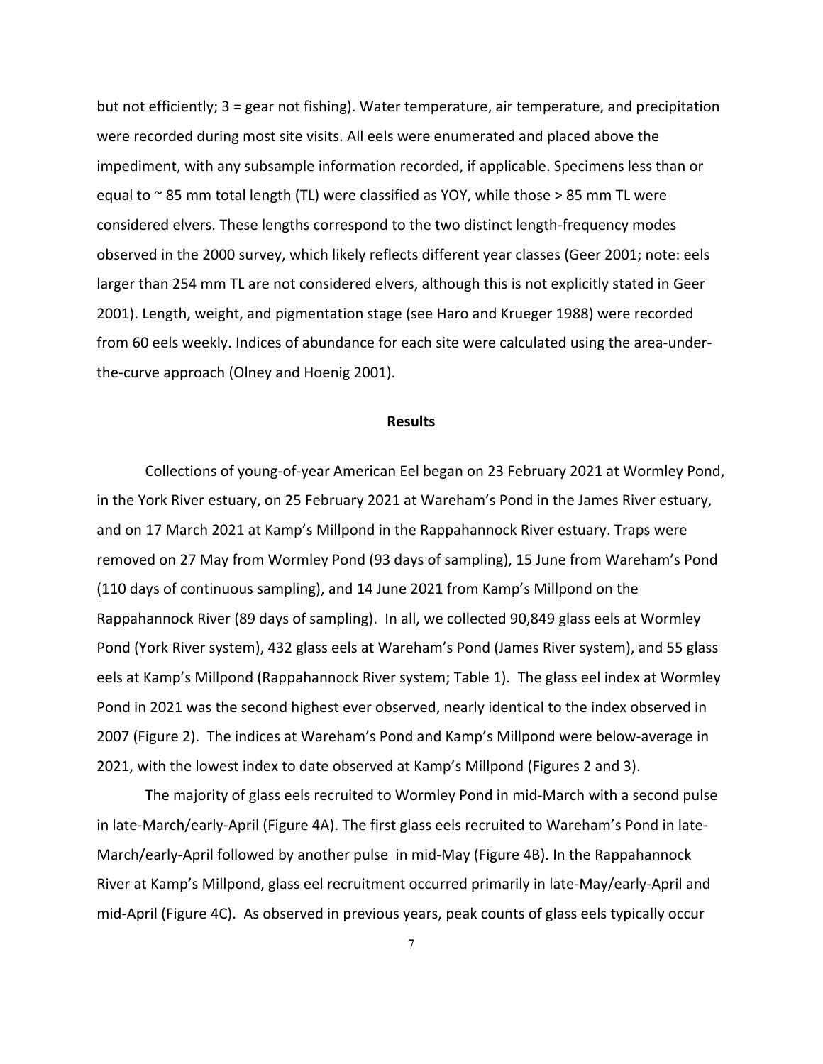but not efficiently; 3 = gear not fishing). Water temperature, air temperature, and precipitation were recorded during most site visits. All eels were enumerated and placed above the impediment, with any subsample information recorded, if applicable. Specimens less than or equal to ~ 85 mm total length (TL) were classified as YOY, while those > 85 mm TL were considered elvers. These lengths correspond to the two distinct length-frequency modes observed in the 2000 survey, which likely reflects different year classes (Geer 2001; note: eels larger than 254 mm TL are not considered elvers, although this is not explicitly stated in Geer 2001). Length, weight, and pigmentation stage (see Haro and Krueger 1988) were recorded from 60 eels weekly. Indices of abundance for each site were calculated using the area-under-the-curve approach (Olney and Hoenig 2001).

## Results

Collections of young-of-year American Eel began on 23 February 2021 at Wormley Pond, in the York River estuary, on 25 February 2021 at Wareham's Pond in the James River estuary, and on 17 March 2021 at Kamp's Millpond in the Rappahannock River estuary. Traps were removed on 27 May from Wormley Pond (93 days of sampling), 15 June from Wareham's Pond (110 days of continuous sampling), and 14 June 2021 from Kamp's Millpond on the Rappahannock River (89 days of sampling). In all, we collected 90,849 glass eels at Wormley Pond (York River system), 432 glass eels at Wareham's Pond (James River system), and 55 glass eels at Kamp's Millpond (Rappahannock River system; Table 1). The glass eel index at Wormley Pond in 2021 was the second highest ever observed, nearly identical to the index observed in 2007 (Figure 2). The indices at Wareham's Pond and Kamp's Millpond were below-average in 2021, with the lowest index to date observed at Kamp's Millpond (Figures 2 and 3).

The majority of glass eels recruited to Wormley Pond in mid-March with a second pulse in late-March/early-April (Figure 4A). The first glass eels recruited to Wareham's Pond in late-March/early-April followed by another pulse in mid-May (Figure 4B). In the Rappahannock River at Kamp's Millpond, glass eel recruitment occurred primarily in late-May/early-April and mid-April (Figure 4C). As observed in previous years, peak counts of glass eels typically occur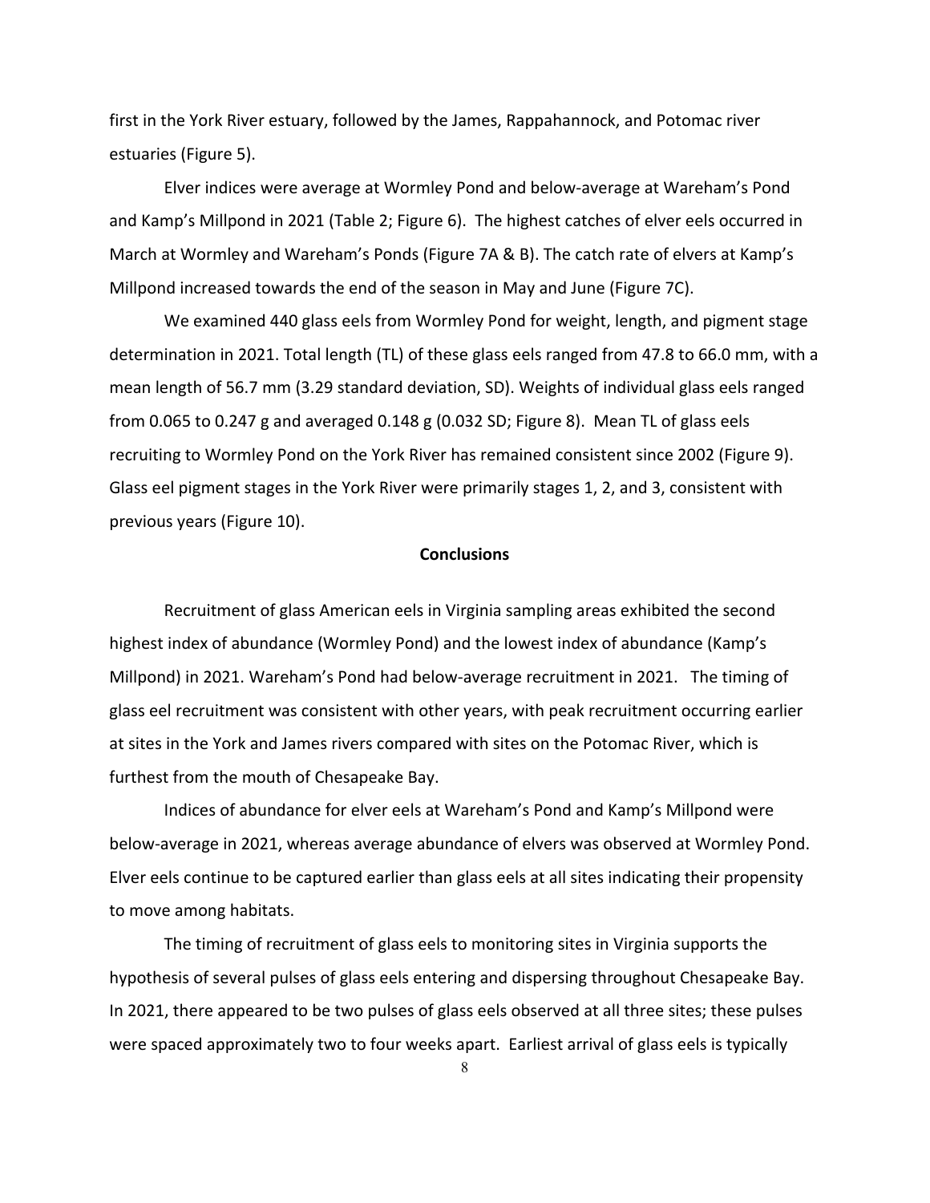first in the York River estuary, followed by the James, Rappahannock, and Potomac river estuaries (Figure 5).

Elver indices were average at Wormley Pond and below-average at Wareham's Pond and Kamp's Millpond in 2021 (Table 2; Figure 6). The highest catches of elver eels occurred in March at Wormley and Wareham's Ponds (Figure 7A & B). The catch rate of elvers at Kamp's Millpond increased towards the end of the season in May and June (Figure 7C).

We examined 440 glass eels from Wormley Pond for weight, length, and pigment stage determination in 2021. Total length (TL) of these glass eels ranged from 47.8 to 66.0 mm, with a mean length of 56.7 mm (3.29 standard deviation, SD). Weights of individual glass eels ranged from 0.065 to 0.247 g and averaged 0.148 g (0.032 SD; Figure 8). Mean TL of glass eels recruiting to Wormley Pond on the York River has remained consistent since 2002 (Figure 9). Glass eel pigment stages in the York River were primarily stages 1, 2, and 3, consistent with previous years (Figure 10).

## Conclusions

Recruitment of glass American eels in Virginia sampling areas exhibited the second highest index of abundance (Wormley Pond) and the lowest index of abundance (Kamp's Millpond) in 2021. Wareham's Pond had below-average recruitment in 2021. The timing of glass eel recruitment was consistent with other years, with peak recruitment occurring earlier at sites in the York and James rivers compared with sites on the Potomac River, which is furthest from the mouth of Chesapeake Bay.

Indices of abundance for elver eels at Wareham's Pond and Kamp's Millpond were below-average in 2021, whereas average abundance of elvers was observed at Wormley Pond. Elver eels continue to be captured earlier than glass eels at all sites indicating their propensity to move among habitats.

The timing of recruitment of glass eels to monitoring sites in Virginia supports the hypothesis of several pulses of glass eels entering and dispersing throughout Chesapeake Bay. In 2021, there appeared to be two pulses of glass eels observed at all three sites; these pulses were spaced approximately two to four weeks apart. Earliest arrival of glass eels is typically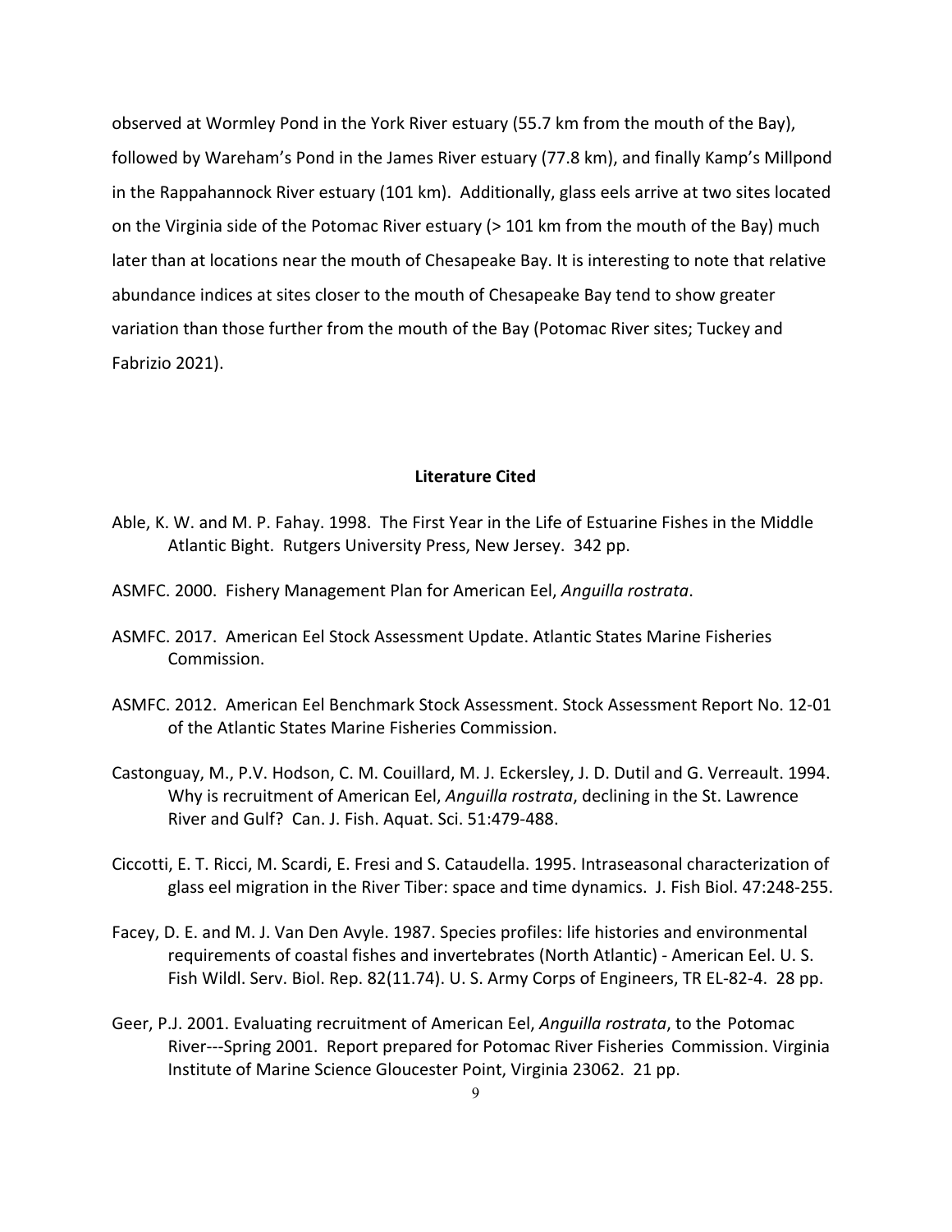observed at Wormley Pond in the York River estuary (55.7 km from the mouth of the Bay), followed by Wareham's Pond in the James River estuary (77.8 km), and finally Kamp's Millpond in the Rappahannock River estuary (101 km). Additionally, glass eels arrive at two sites located on the Virginia side of the Potomac River estuary (> 101 km from the mouth of the Bay) much later than at locations near the mouth of Chesapeake Bay. It is interesting to note that relative abundance indices at sites closer to the mouth of Chesapeake Bay tend to show greater variation than those further from the mouth of the Bay (Potomac River sites; Tuckey and Fabrizio 2021).

## Literature Cited

Able, K. W. and M. P. Fahay. 1998. The First Year in the Life of Estuarine Fishes in the Middle Atlantic Bight. Rutgers University Press, New Jersey. 342 pp.

ASMFC. 2000. Fishery Management Plan for American Eel, *Anguilla rostrata*.

ASMFC. 2017. American Eel Stock Assessment Update. Atlantic States Marine Fisheries Commission.

ASMFC. 2012. American Eel Benchmark Stock Assessment. Stock Assessment Report No. 12-01 of the Atlantic States Marine Fisheries Commission.

Castonguay, M., P.V. Hodson, C. M. Couillard, M. J. Eckersley, J. D. Dutil and G. Verreault. 1994. Why is recruitment of American Eel, *Anguilla rostrata*, declining in the St. Lawrence River and Gulf? Can. J. Fish. Aquat. Sci. 51:479-488.

Ciccotti, E. T. Ricci, M. Scardi, E. Fresi and S. Cataudella. 1995. Intraseasonal characterization of glass eel migration in the River Tiber: space and time dynamics. J. Fish Biol. 47:248-255.

Facey, D. E. and M. J. Van Den Avyle. 1987. Species profiles: life histories and environmental requirements of coastal fishes and invertebrates (North Atlantic) - American Eel. U. S. Fish Wildl. Serv. Biol. Rep. 82(11.74). U. S. Army Corps of Engineers, TR EL-82-4. 28 pp.

Geer, P.J. 2001. Evaluating recruitment of American Eel, *Anguilla rostrata*, to the Potomac River---Spring 2001. Report prepared for Potomac River Fisheries Commission. Virginia Institute of Marine Science Gloucester Point, Virginia 23062. 21 pp.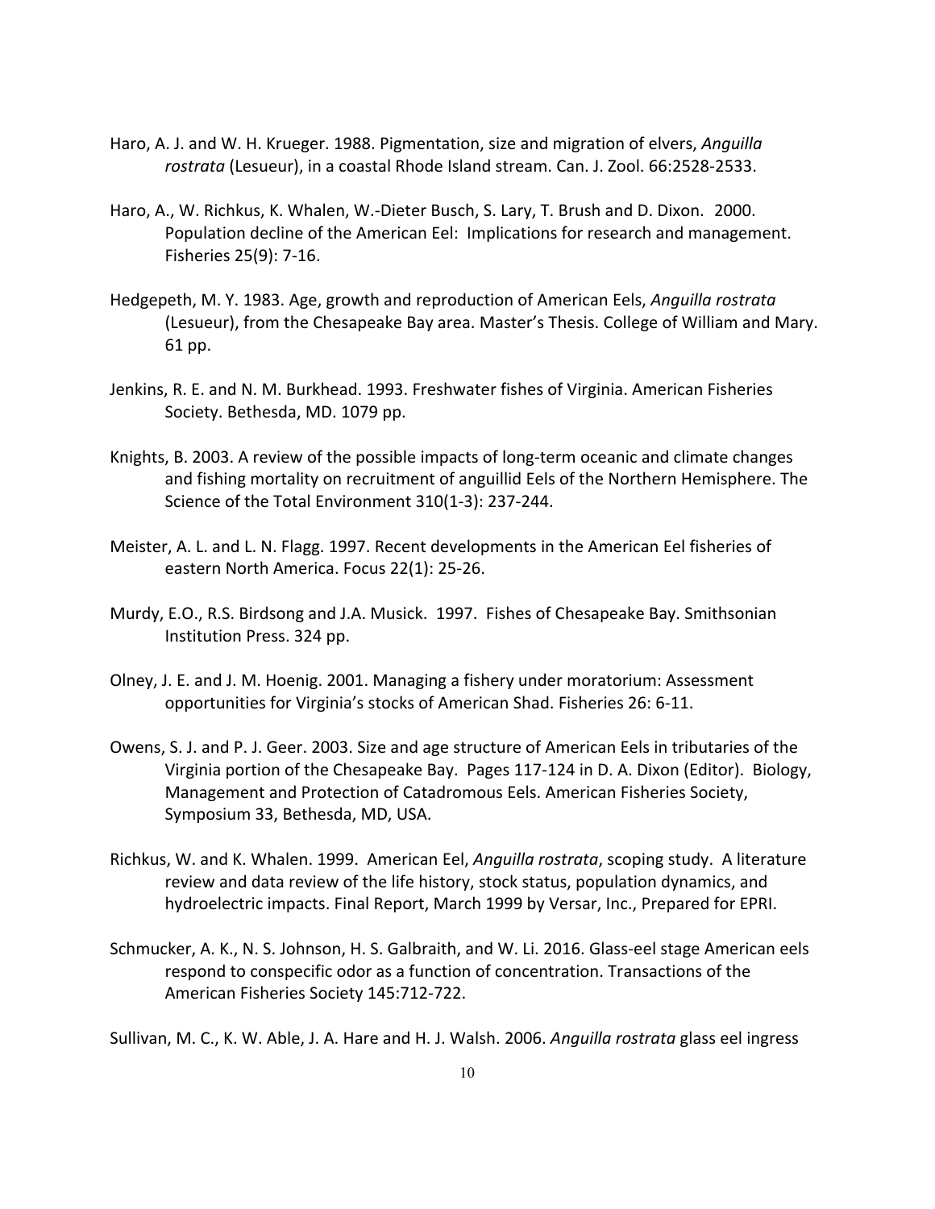Haro, A. J. and W. H. Krueger. 1988. Pigmentation, size and migration of elvers, *Anguilla rostrata* (Lesueur), in a coastal Rhode Island stream. Can. J. Zool. 66:2528-2533.

Haro, A., W. Richkus, K. Whalen, W.-Dieter Busch, S. Lary, T. Brush and D. Dixon. 2000. Population decline of the American Eel: Implications for research and management. Fisheries 25(9): 7-16.

Hedgepeth, M. Y. 1983. Age, growth and reproduction of American Eels, *Anguilla rostrata* (Lesueur), from the Chesapeake Bay area. Master's Thesis. College of William and Mary. 61 pp.

Jenkins, R. E. and N. M. Burkhead. 1993. Freshwater fishes of Virginia. American Fisheries Society. Bethesda, MD. 1079 pp.

Knights, B. 2003. A review of the possible impacts of long-term oceanic and climate changes and fishing mortality on recruitment of anguillid Eels of the Northern Hemisphere. The Science of the Total Environment 310(1-3): 237-244.

Meister, A. L. and L. N. Flagg. 1997. Recent developments in the American Eel fisheries of eastern North America. Focus 22(1): 25-26.

Murdy, E.O., R.S. Birdsong and J.A. Musick. 1997. Fishes of Chesapeake Bay. Smithsonian Institution Press. 324 pp.

Olney, J. E. and J. M. Hoenig. 2001. Managing a fishery under moratorium: Assessment opportunities for Virginia's stocks of American Shad. Fisheries 26: 6-11.

Owens, S. J. and P. J. Geer. 2003. Size and age structure of American Eels in tributaries of the Virginia portion of the Chesapeake Bay. Pages 117-124 in D. A. Dixon (Editor). Biology, Management and Protection of Catadromous Eels. American Fisheries Society, Symposium 33, Bethesda, MD, USA.

Richkus, W. and K. Whalen. 1999. American Eel, *Anguilla rostrata*, scoping study. A literature review and data review of the life history, stock status, population dynamics, and hydroelectric impacts. Final Report, March 1999 by Versar, Inc., Prepared for EPRI.

Schmucker, A. K., N. S. Johnson, H. S. Galbraith, and W. Li. 2016. Glass-eel stage American eels respond to conspecific odor as a function of concentration. Transactions of the American Fisheries Society 145:712-722.

Sullivan, M. C., K. W. Able, J. A. Hare and H. J. Walsh. 2006. *Anguilla rostrata* glass eel ingress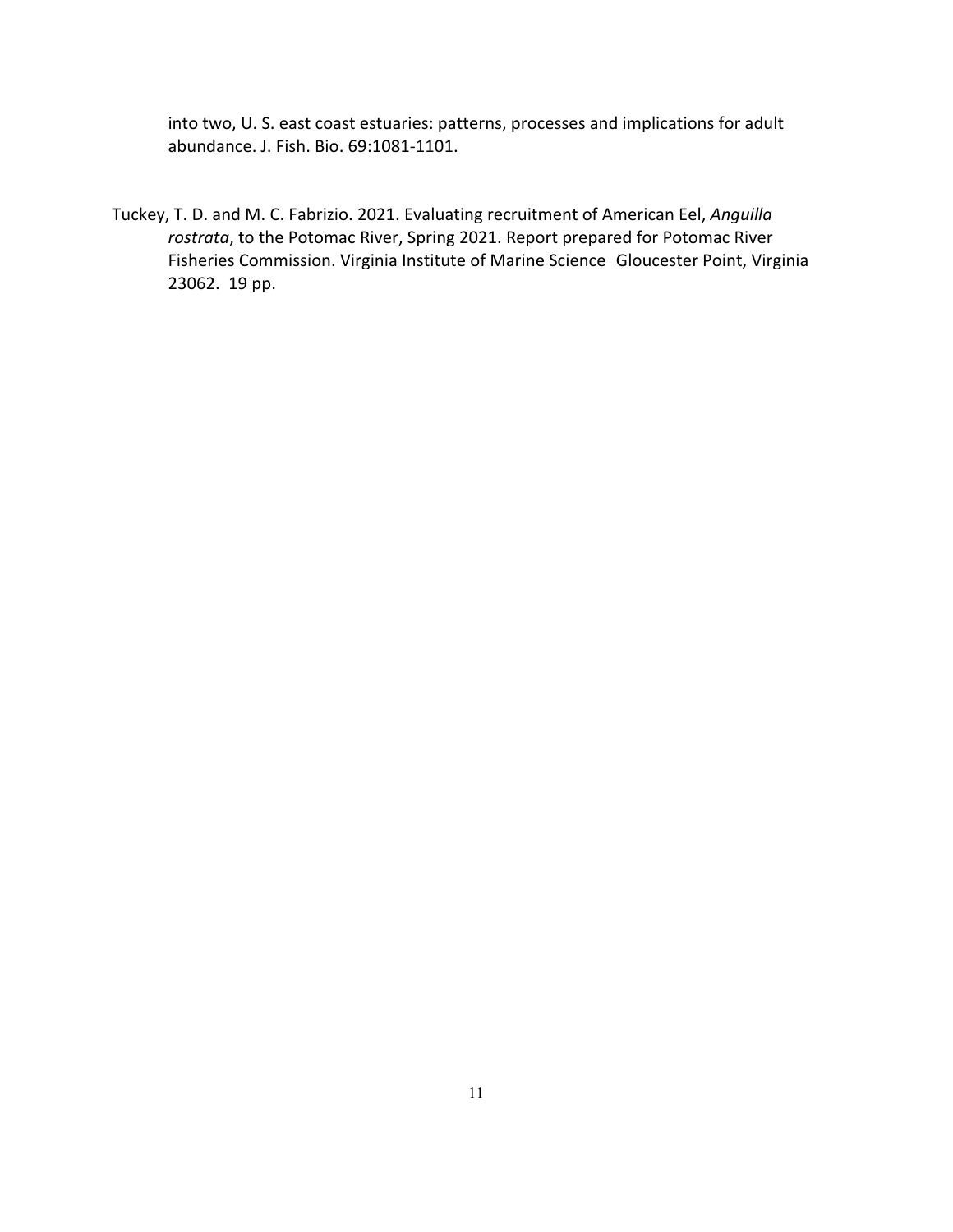into two, U. S. east coast estuaries: patterns, processes and implications for adult abundance. J. Fish. Bio. 69:1081-1101.

Tuckey, T. D. and M. C. Fabrizio. 2021. Evaluating recruitment of American Eel, *Anguilla rostrata*, to the Potomac River, Spring 2021. Report prepared for Potomac River Fisheries Commission. Virginia Institute of Marine Science Gloucester Point, Virginia 23062. 19 pp.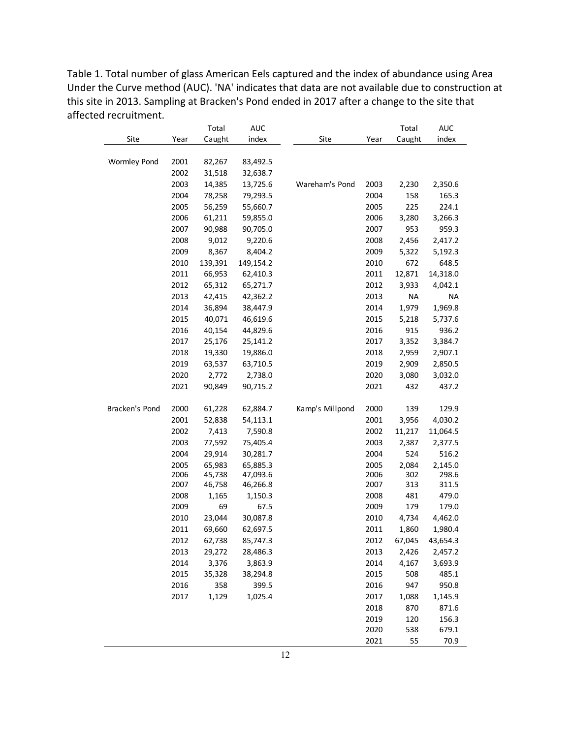Table 1. Total number of glass American Eels captured and the index of abundance using Area Under the Curve method (AUC). 'NA' indicates that data are not available due to construction at this site in 2013. Sampling at Bracken's Pond ended in 2017 after a change to the site that affected recruitment.

| Site | Year | Total Caught | AUC index | Site | Year | Total Caught | AUC index |
|---|---|---|---|---|---|---|---|
| Wormley Pond | 2001 | 82,267 | 83,492.5 | | | | |
| | 2002 | 31,518 | 32,638.7 | | | | |
| | 2003 | 14,385 | 13,725.6 | Wareham's Pond | 2003 | 2,230 | 2,350.6 |
| | 2004 | 78,258 | 79,293.5 | | 2004 | 158 | 165.3 |
| | 2005 | 56,259 | 55,660.7 | | 2005 | 225 | 224.1 |
| | 2006 | 61,211 | 59,855.0 | | 2006 | 3,280 | 3,266.3 |
| | 2007 | 90,988 | 90,705.0 | | 2007 | 953 | 959.3 |
| | 2008 | 9,012 | 9,220.6 | | 2008 | 2,456 | 2,417.2 |
| | 2009 | 8,367 | 8,404.2 | | 2009 | 5,322 | 5,192.3 |
| | 2010 | 139,391 | 149,154.2 | | 2010 | 672 | 648.5 |
| | 2011 | 66,953 | 62,410.3 | | 2011 | 12,871 | 14,318.0 |
| | 2012 | 65,312 | 65,271.7 | | 2012 | 3,933 | 4,042.1 |
| | 2013 | 42,415 | 42,362.2 | | 2013 | NA | NA |
| | 2014 | 36,894 | 38,447.9 | | 2014 | 1,979 | 1,969.8 |
| | 2015 | 40,071 | 46,619.6 | | 2015 | 5,218 | 5,737.6 |
| | 2016 | 40,154 | 44,829.6 | | 2016 | 915 | 936.2 |
| | 2017 | 25,176 | 25,141.2 | | 2017 | 3,352 | 3,384.7 |
| | 2018 | 19,330 | 19,886.0 | | 2018 | 2,959 | 2,907.1 |
| | 2019 | 63,537 | 63,710.5 | | 2019 | 2,909 | 2,850.5 |
| | 2020 | 2,772 | 2,738.0 | | 2020 | 3,080 | 3,032.0 |
| | 2021 | 90,849 | 90,715.2 | | 2021 | 432 | 437.2 |
| Bracken's Pond | 2000 | 61,228 | 62,884.7 | Kamp's Millpond | 2000 | 139 | 129.9 |
| | 2001 | 52,838 | 54,113.1 | | 2001 | 3,956 | 4,030.2 |
| | 2002 | 7,413 | 7,590.8 | | 2002 | 11,217 | 11,064.5 |
| | 2003 | 77,592 | 75,405.4 | | 2003 | 2,387 | 2,377.5 |
| | 2004 | 29,914 | 30,281.7 | | 2004 | 524 | 516.2 |
| | 2005 | 65,983 | 65,885.3 | | 2005 | 2,084 | 2,145.0 |
| | 2006 | 45,738 | 47,093.6 | | 2006 | 302 | 298.6 |
| | 2007 | 46,758 | 46,266.8 | | 2007 | 313 | 311.5 |
| | 2008 | 1,165 | 1,150.3 | | 2008 | 481 | 479.0 |
| | 2009 | 69 | 67.5 | | 2009 | 179 | 179.0 |
| | 2010 | 23,044 | 30,087.8 | | 2010 | 4,734 | 4,462.0 |
| | 2011 | 69,660 | 62,697.5 | | 2011 | 1,860 | 1,980.4 |
| | 2012 | 62,738 | 85,747.3 | | 2012 | 67,045 | 43,654.3 |
| | 2013 | 29,272 | 28,486.3 | | 2013 | 2,426 | 2,457.2 |
| | 2014 | 3,376 | 3,863.9 | | 2014 | 4,167 | 3,693.9 |
| | 2015 | 35,328 | 38,294.8 | | 2015 | 508 | 485.1 |
| | 2016 | 358 | 399.5 | | 2016 | 947 | 950.8 |
| | 2017 | 1,129 | 1,025.4 | | 2017 | 1,088 | 1,145.9 |
| | | | | | 2018 | 870 | 871.6 |
| | | | | | 2019 | 120 | 156.3 |
| | | | | | 2020 | 538 | 679.1 |
| | | | | | 2021 | 55 | 70.9 |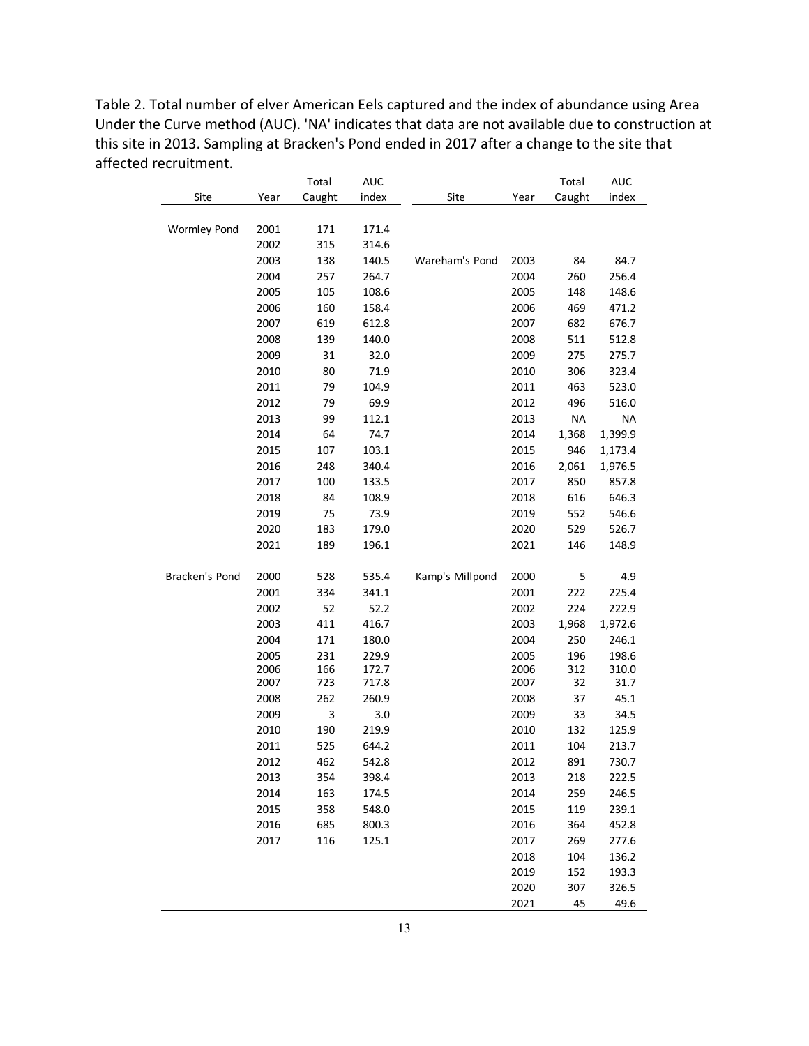Table 2. Total number of elver American Eels captured and the index of abundance using Area Under the Curve method (AUC). 'NA' indicates that data are not available due to construction at this site in 2013. Sampling at Bracken's Pond ended in 2017 after a change to the site that affected recruitment.

| Site | Year | Total Caught | AUC index | Site | Year | Total Caught | AUC index |
|---|---|---|---|---|---|---|---|
| Wormley Pond | 2001 | 171 | 171.4 | | | | |
| | 2002 | 315 | 314.6 | | | | |
| | 2003 | 138 | 140.5 | Wareham's Pond | 2003 | 84 | 84.7 |
| | 2004 | 257 | 264.7 | | 2004 | 260 | 256.4 |
| | 2005 | 105 | 108.6 | | 2005 | 148 | 148.6 |
| | 2006 | 160 | 158.4 | | 2006 | 469 | 471.2 |
| | 2007 | 619 | 612.8 | | 2007 | 682 | 676.7 |
| | 2008 | 139 | 140.0 | | 2008 | 511 | 512.8 |
| | 2009 | 31 | 32.0 | | 2009 | 275 | 275.7 |
| | 2010 | 80 | 71.9 | | 2010 | 306 | 323.4 |
| | 2011 | 79 | 104.9 | | 2011 | 463 | 523.0 |
| | 2012 | 79 | 69.9 | | 2012 | 496 | 516.0 |
| | 2013 | 99 | 112.1 | | 2013 | NA | NA |
| | 2014 | 64 | 74.7 | | 2014 | 1,368 | 1,399.9 |
| | 2015 | 107 | 103.1 | | 2015 | 946 | 1,173.4 |
| | 2016 | 248 | 340.4 | | 2016 | 2,061 | 1,976.5 |
| | 2017 | 100 | 133.5 | | 2017 | 850 | 857.8 |
| | 2018 | 84 | 108.9 | | 2018 | 616 | 646.3 |
| | 2019 | 75 | 73.9 | | 2019 | 552 | 546.6 |
| | 2020 | 183 | 179.0 | | 2020 | 529 | 526.7 |
| | 2021 | 189 | 196.1 | | 2021 | 146 | 148.9 |
| Bracken's Pond | 2000 | 528 | 535.4 | Kamp's Millpond | 2000 | 5 | 4.9 |
| | 2001 | 334 | 341.1 | | 2001 | 222 | 225.4 |
| | 2002 | 52 | 52.2 | | 2002 | 224 | 222.9 |
| | 2003 | 411 | 416.7 | | 2003 | 1,968 | 1,972.6 |
| | 2004 | 171 | 180.0 | | 2004 | 250 | 246.1 |
| | 2005 | 231 | 229.9 | | 2005 | 196 | 198.6 |
| | 2006 | 166 | 172.7 | | 2006 | 312 | 310.0 |
| | 2007 | 723 | 717.8 | | 2007 | 32 | 31.7 |
| | 2008 | 262 | 260.9 | | 2008 | 37 | 45.1 |
| | 2009 | 3 | 3.0 | | 2009 | 33 | 34.5 |
| | 2010 | 190 | 219.9 | | 2010 | 132 | 125.9 |
| | 2011 | 525 | 644.2 | | 2011 | 104 | 213.7 |
| | 2012 | 462 | 542.8 | | 2012 | 891 | 730.7 |
| | 2013 | 354 | 398.4 | | 2013 | 218 | 222.5 |
| | 2014 | 163 | 174.5 | | 2014 | 259 | 246.5 |
| | 2015 | 358 | 548.0 | | 2015 | 119 | 239.1 |
| | 2016 | 685 | 800.3 | | 2016 | 364 | 452.8 |
| | 2017 | 116 | 125.1 | | 2017 | 269 | 277.6 |
| | | | | | 2018 | 104 | 136.2 |
| | | | | | 2019 | 152 | 193.3 |
| | | | | | 2020 | 307 | 326.5 |
| | | | | | 2021 | 45 | 49.6 |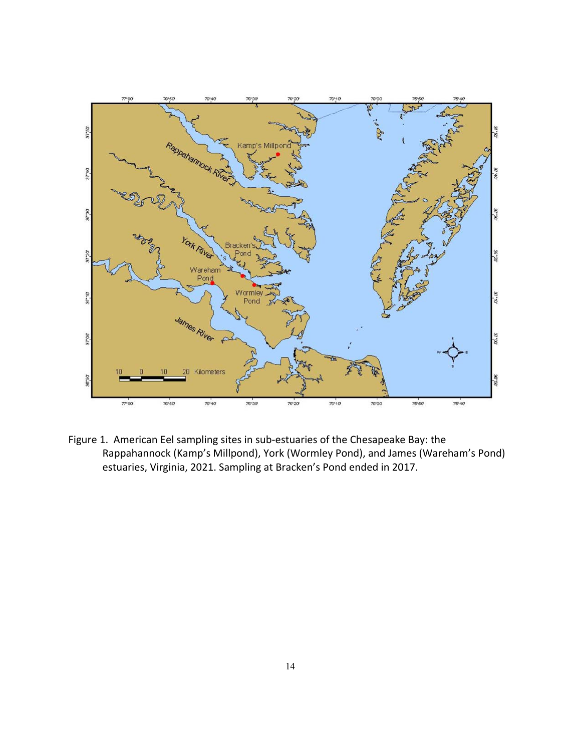Figure 1. American Eel sampling sites in sub-estuaries of the Chesapeake Bay: the Rappahannock (Kamp's Millpond), York (Wormley Pond), and James (Wareham's Pond) estuaries, Virginia, 2021. Sampling at Bracken's Pond ended in 2017.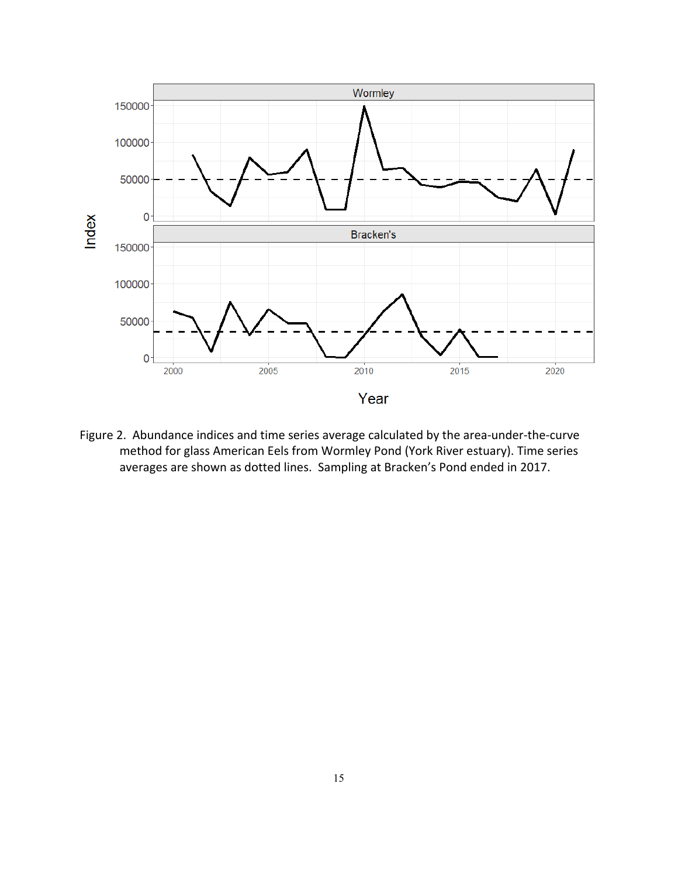Figure 2. Abundance indices and time series average calculated by the area-under-the-curve method for glass American Eels from Wormley Pond (York River estuary). Time series averages are shown as dotted lines. Sampling at Bracken's Pond ended in 2017.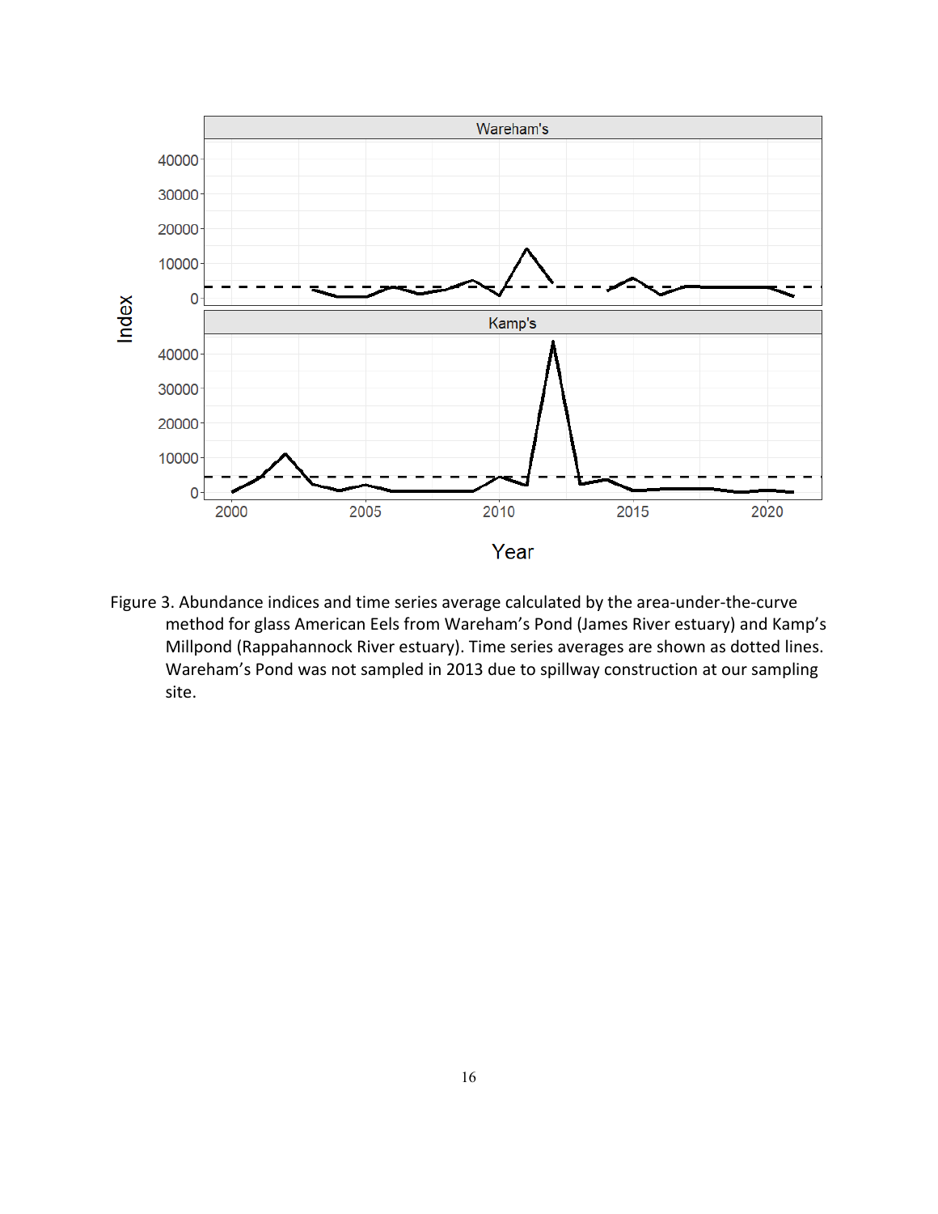Figure 3. Abundance indices and time series average calculated by the area-under-the-curve method for glass American Eels from Wareham's Pond (James River estuary) and Kamp's Millpond (Rappahannock River estuary). Time series averages are shown as dotted lines. Wareham's Pond was not sampled in 2013 due to spillway construction at our sampling site.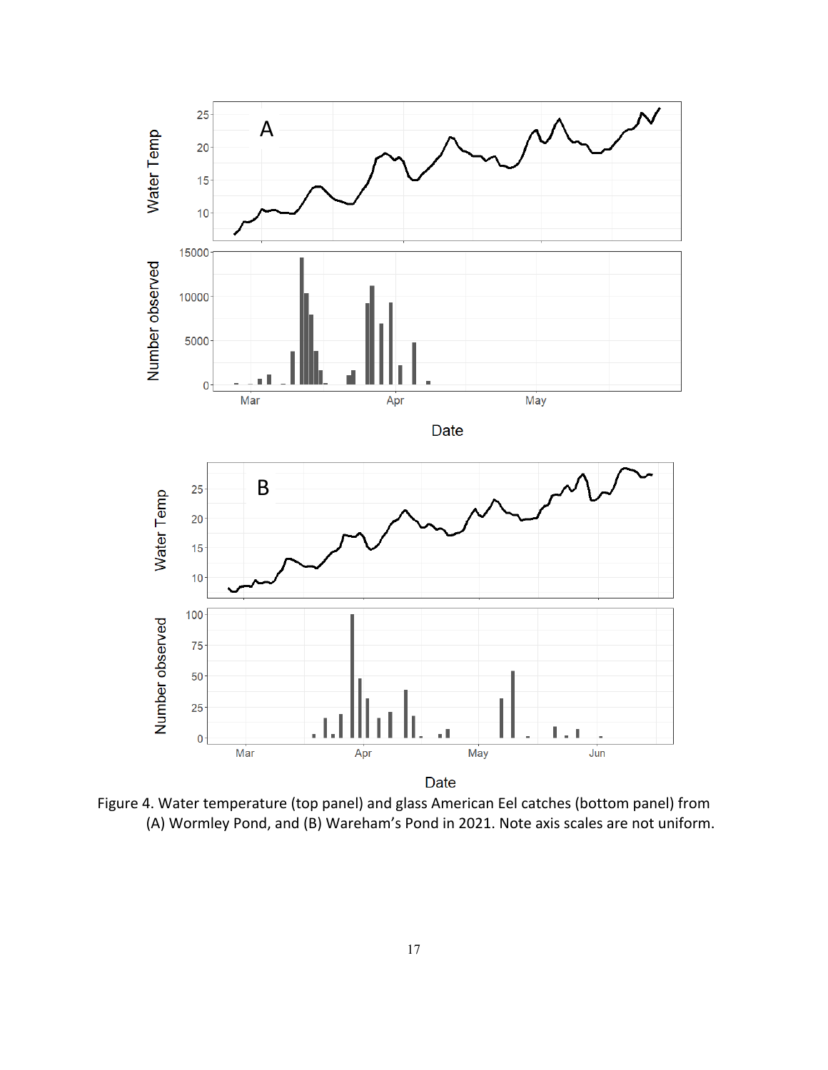Figure 4. Water temperature (top panel) and glass American Eel catches (bottom panel) from (A) Wormley Pond, and (B) Wareham's Pond in 2021. Note axis scales are not uniform.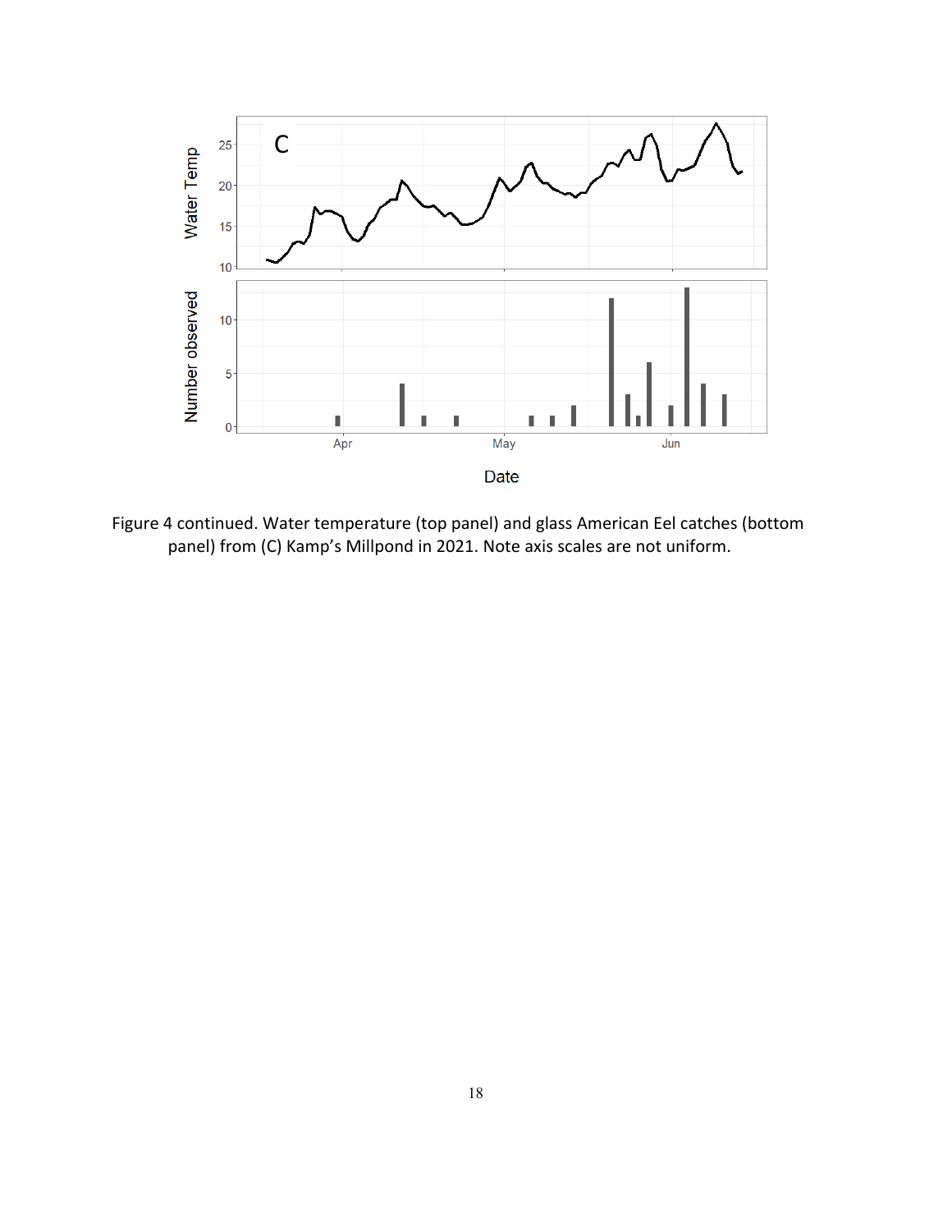Figure 4 continued. Water temperature (top panel) and glass American Eel catches (bottom panel) from (C) Kamp's Millpond in 2021. Note axis scales are not uniform.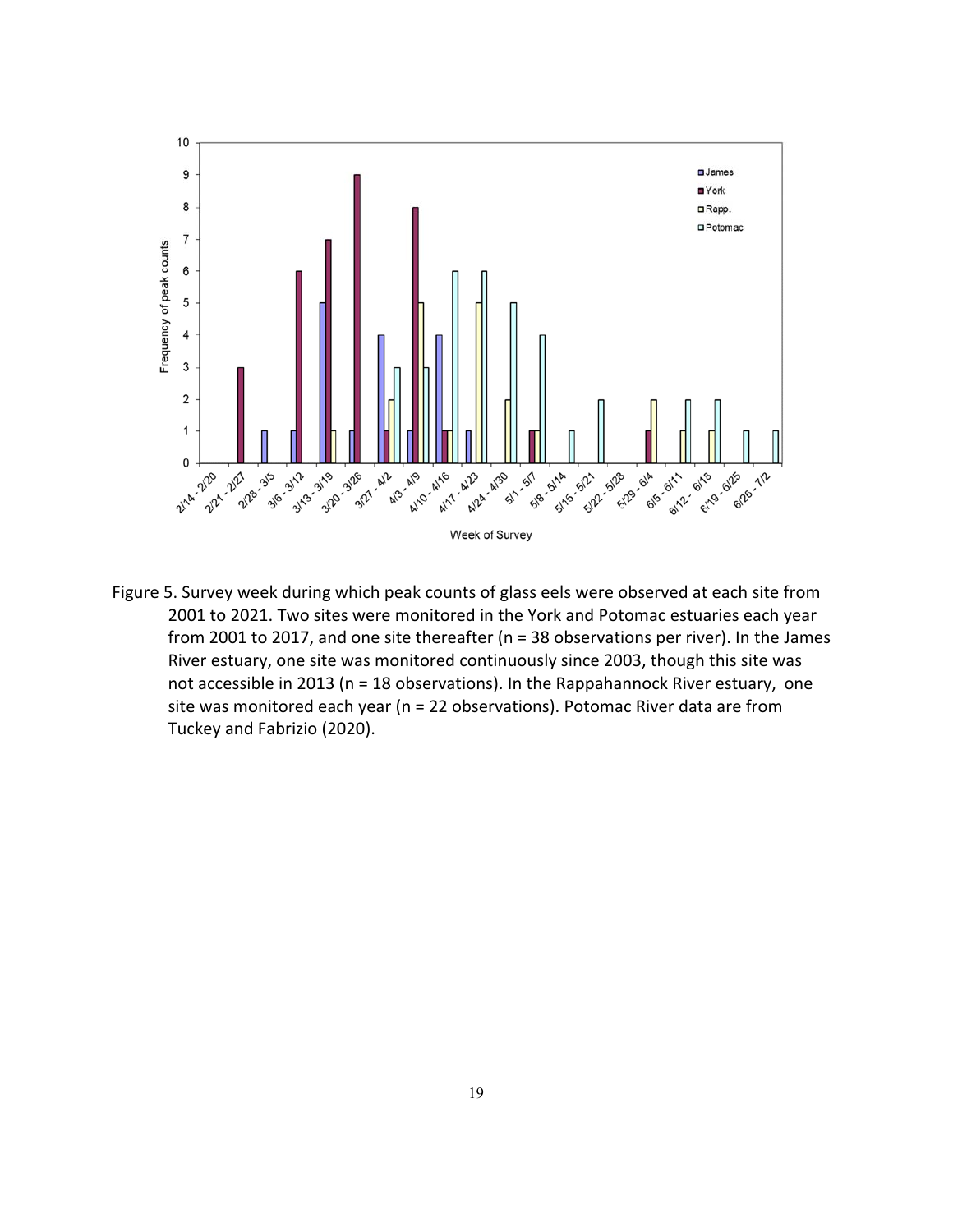Figure 5. Survey week during which peak counts of glass eels were observed at each site from 2001 to 2021. Two sites were monitored in the York and Potomac estuaries each year from 2001 to 2017, and one site thereafter (n = 38 observations per river). In the James River estuary, one site was monitored continuously since 2003, though this site was not accessible in 2013 (n = 18 observations). In the Rappahannock River estuary, one site was monitored each year (n = 22 observations). Potomac River data are from Tuckey and Fabrizio (2020).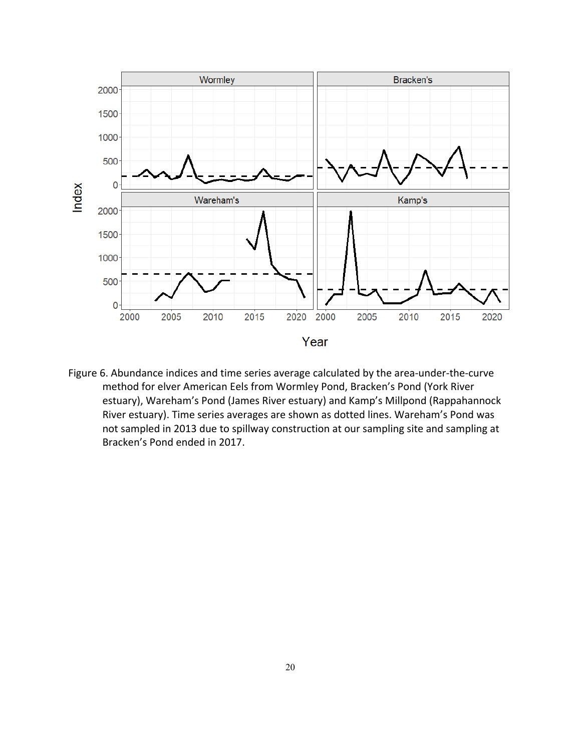Figure 6. Abundance indices and time series average calculated by the area-under-the-curve method for elver American Eels from Wormley Pond, Bracken's Pond (York River estuary), Wareham's Pond (James River estuary) and Kamp's Millpond (Rappahannock River estuary). Time series averages are shown as dotted lines. Wareham's Pond was not sampled in 2013 due to spillway construction at our sampling site and sampling at Bracken's Pond ended in 2017.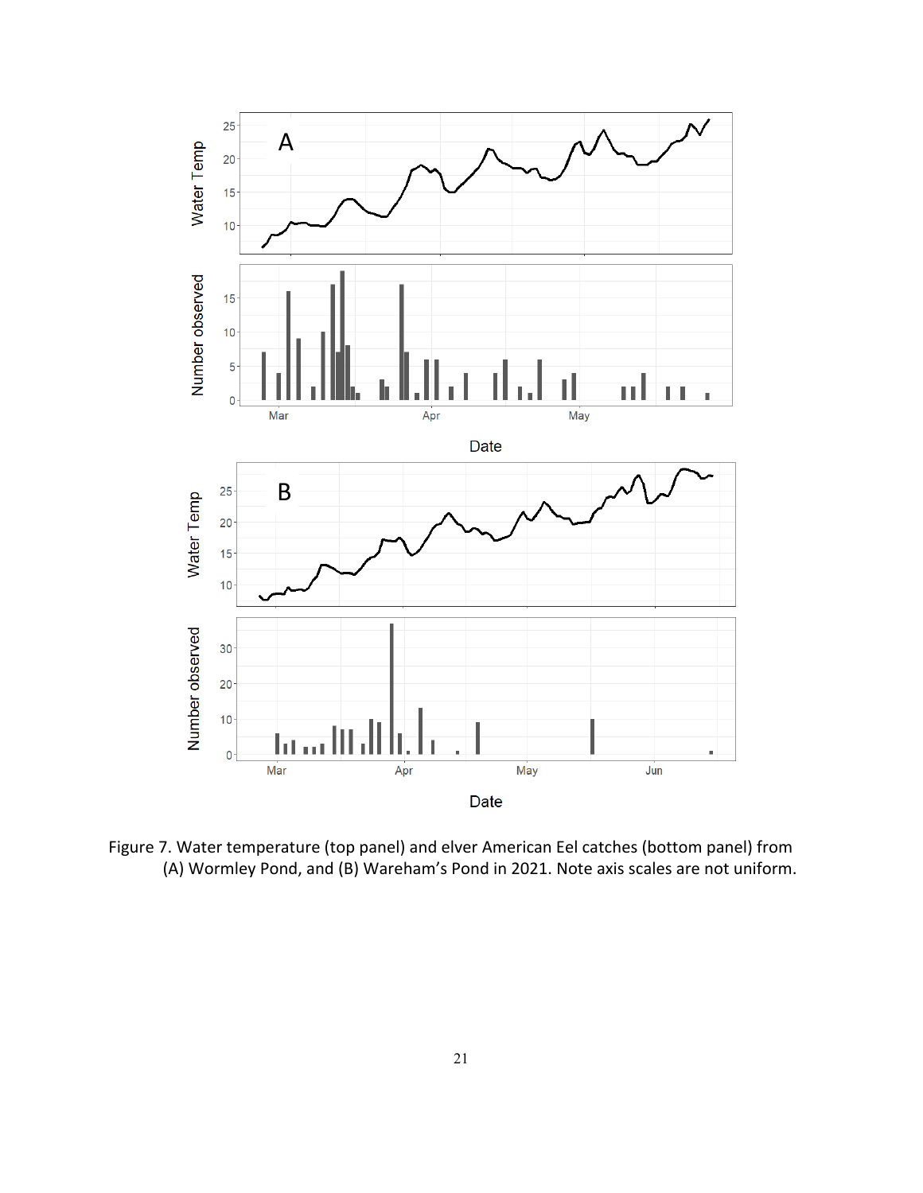Figure 7. Water temperature (top panel) and elver American Eel catches (bottom panel) from (A) Wormley Pond, and (B) Wareham's Pond in 2021. Note axis scales are not uniform.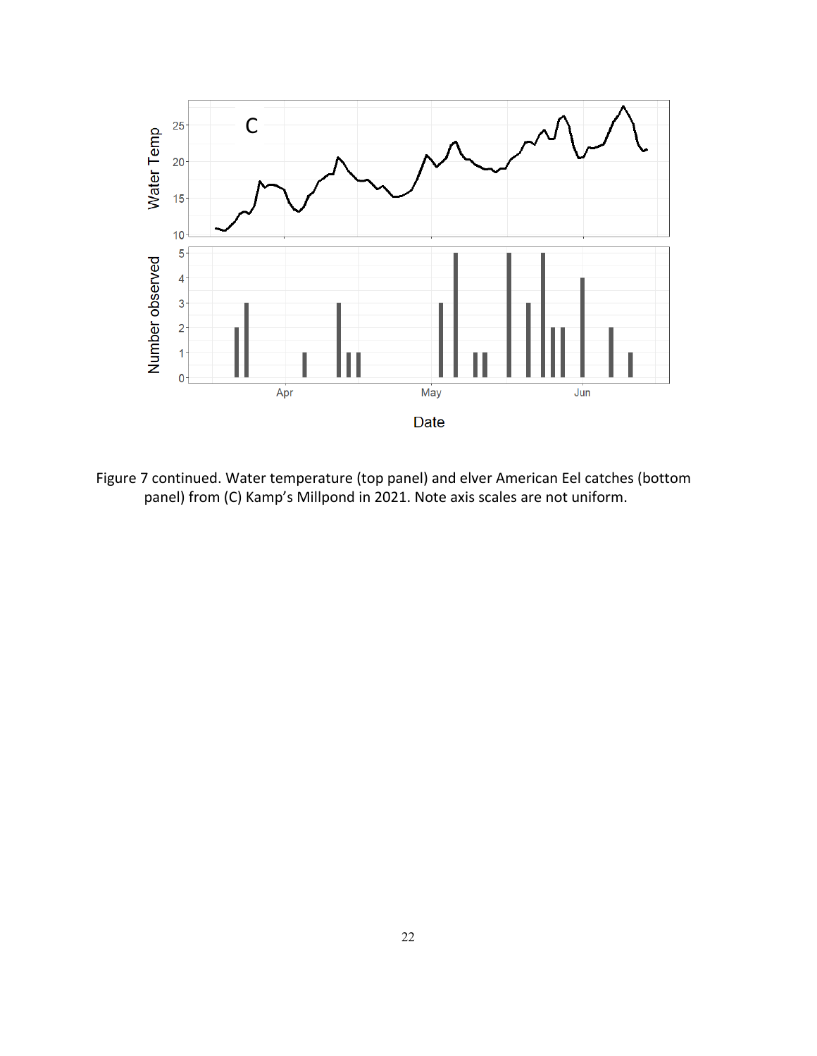Figure 7 continued. Water temperature (top panel) and elver American Eel catches (bottom panel) from (C) Kamp's Millpond in 2021. Note axis scales are not uniform.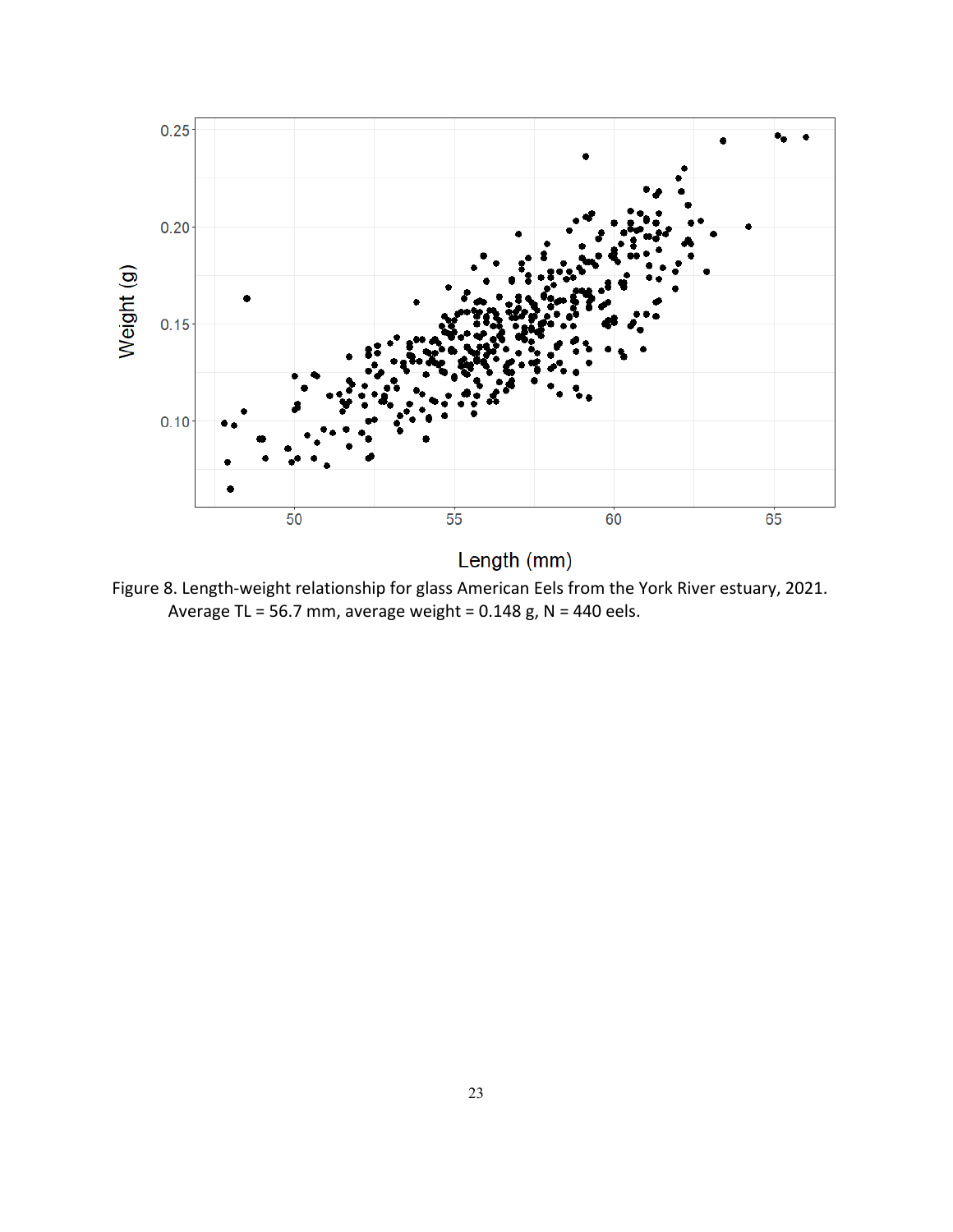Figure 8. Length-weight relationship for glass American Eels from the York River estuary, 2021. Average TL = 56.7 mm, average weight = 0.148 g, N = 440 eels.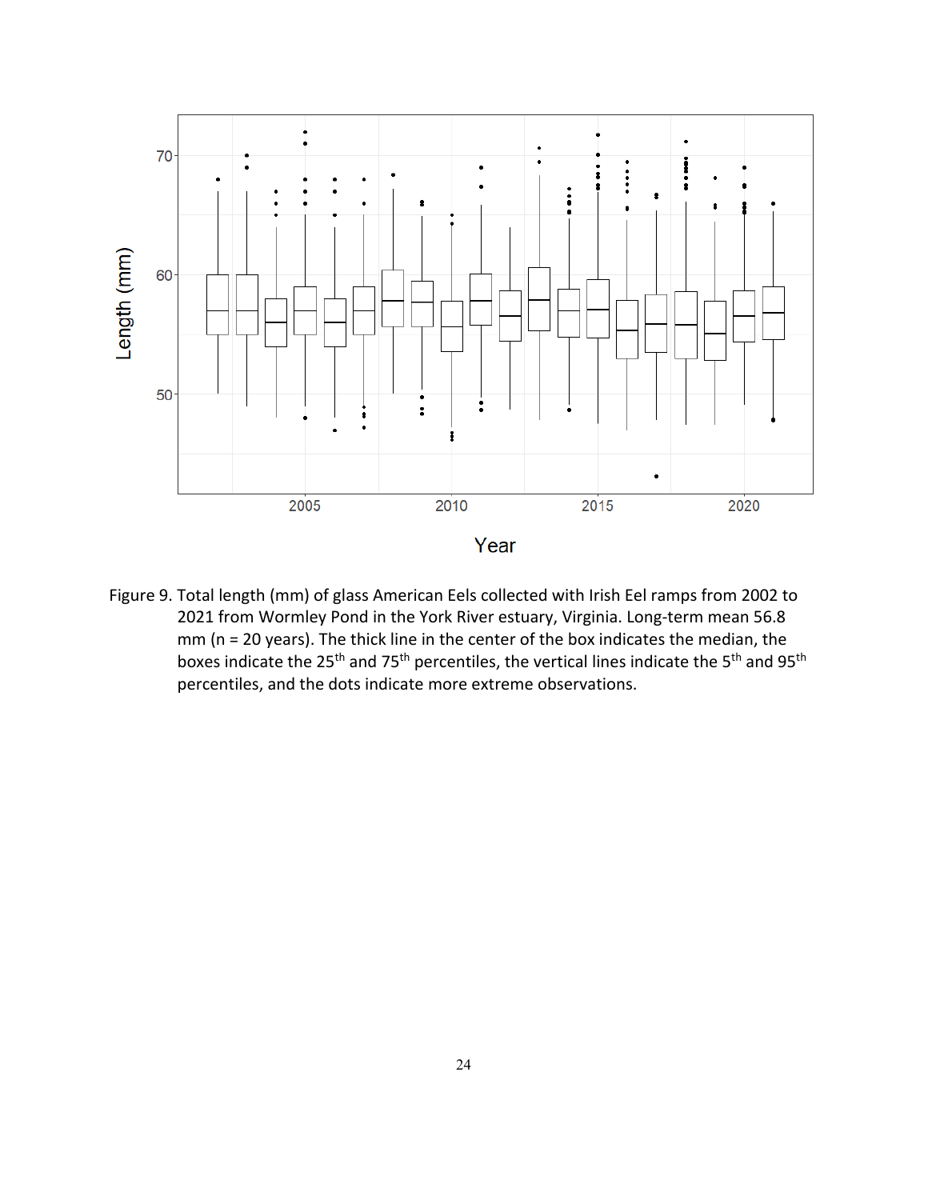Figure 9. Total length (mm) of glass American Eels collected with Irish Eel ramps from 2002 to 2021 from Wormley Pond in the York River estuary, Virginia. Long-term mean 56.8 mm (n = 20 years). The thick line in the center of the box indicates the median, the boxes indicate the 25th and 75th percentiles, the vertical lines indicate the 5th and 95th percentiles, and the dots indicate more extreme observations.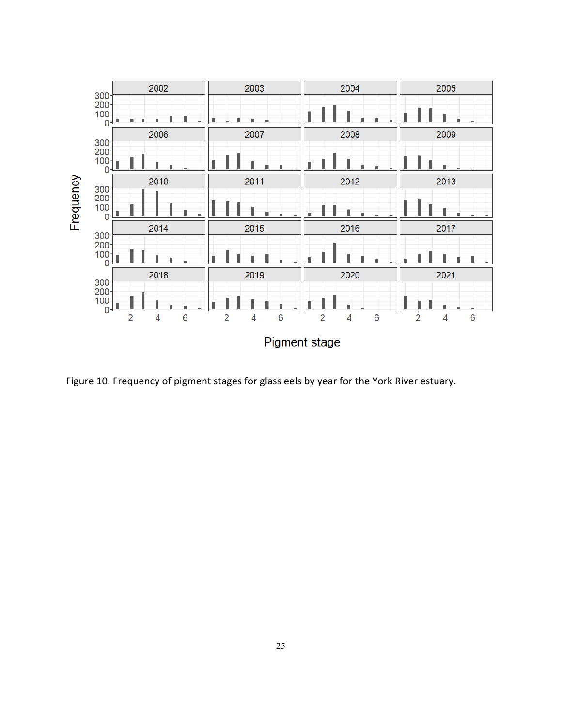2002
2003
2004
2005
2006
2007
2008
2009
2010
2011
2012
2013
2014
2015
2016
2017
2018
2019
2020
2021

300
200
100
0

2 4 6

Frequency

Pigment stage

Figure 10. Frequency of pigment stages for glass eels by year for the York River estuary.